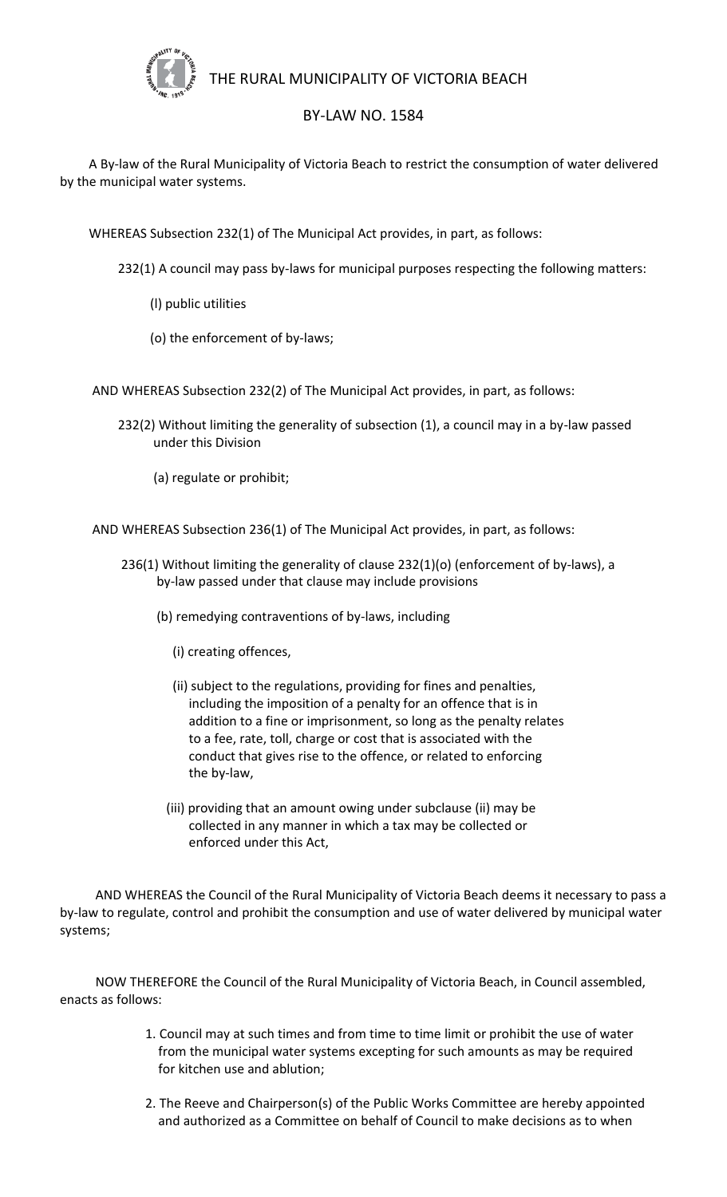# THE RURAL MUNICIPALITY OF VICTORIA BEACH

## BY-LAW NO. 1584

A By-law of the Rural Municipality of Victoria Beach to restrict the consumption of water delivered by the municipal water systems.

WHEREAS Subsection 232(1) of The Municipal Act provides, in part, as follows:

232(1) A council may pass by-laws for municipal purposes respecting the following matters:

(l) public utilities

(o) the enforcement of by-laws;

AND WHEREAS Subsection 232(2) of The Municipal Act provides, in part, as follows:

232(2) Without limiting the generality of subsection (1), a council may in a by-law passed under this Division

(a) regulate or prohibit;

AND WHEREAS Subsection 236(1) of The Municipal Act provides, in part, as follows:

236(1) Without limiting the generality of clause 232(1)(o) (enforcement of by-laws), a by-law passed under that clause may include provisions

(b) remedying contraventions of by-laws, including

(i) creating offences,

(ii) subject to the regulations, providing for fines and penalties, including the imposition of a penalty for an offence that is in addition to a fine or imprisonment, so long as the penalty relates to a fee, rate, toll, charge or cost that is associated with the conduct that gives rise to the offence, or related to enforcing the by-law,

(iii) providing that an amount owing under subclause (ii) may be collected in any manner in which a tax may be collected or enforced under this Act,

AND WHEREAS the Council of the Rural Municipality of Victoria Beach deems it necessary to pass a by-law to regulate, control and prohibit the consumption and use of water delivered by municipal water systems;

NOW THEREFORE the Council of the Rural Municipality of Victoria Beach, in Council assembled, enacts as follows:

1. Council may at such times and from time to time limit or prohibit the use of water from the municipal water systems excepting for such amounts as may be required for kitchen use and ablution;

2. The Reeve and Chairperson(s) of the Public Works Committee are hereby appointed and authorized as a Committee on behalf of Council to make decisions as to when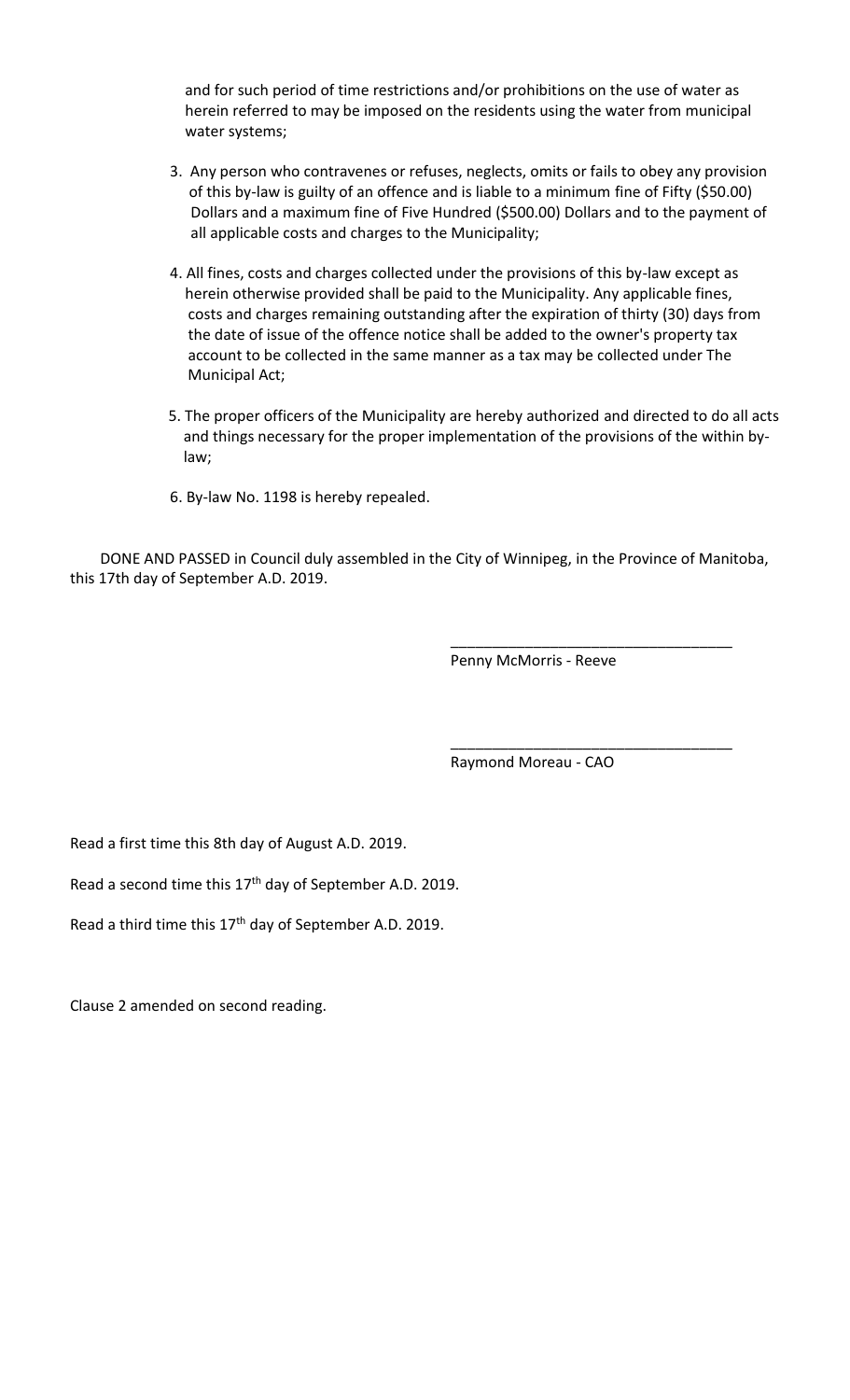and for such period of time restrictions and/or prohibitions on the use of water as herein referred to may be imposed on the residents using the water from municipal water systems;

3. Any person who contravenes or refuses, neglects, omits or fails to obey any provision of this by-law is guilty of an offence and is liable to a minimum fine of Fifty ($50.00) Dollars and a maximum fine of Five Hundred ($500.00) Dollars and to the payment of all applicable costs and charges to the Municipality;

4. All fines, costs and charges collected under the provisions of this by-law except as herein otherwise provided shall be paid to the Municipality. Any applicable fines, costs and charges remaining outstanding after the expiration of thirty (30) days from the date of issue of the offence notice shall be added to the owner's property tax account to be collected in the same manner as a tax may be collected under The Municipal Act;

5. The proper officers of the Municipality are hereby authorized and directed to do all acts and things necessary for the proper implementation of the provisions of the within by-law;

6. By-law No. 1198 is hereby repealed.

DONE AND PASSED in Council duly assembled in the City of Winnipeg, in the Province of Manitoba, this 17th day of September A.D. 2019.

\_\_\_\_\_\_\_\_\_\_\_\_\_\_\_\_\_\_\_\_\_\_\_\_\_\_\_\_\_\_\_\_\_\_

Penny McMorris - Reeve

\_\_\_\_\_\_\_\_\_\_\_\_\_\_\_\_\_\_\_\_\_\_\_\_\_\_\_\_\_\_\_\_\_\_

Raymond Moreau - CAO

Read a first time this 8th day of August A.D. 2019.

Read a second time this 17th day of September A.D. 2019.

Read a third time this 17th day of September A.D. 2019.

Clause 2 amended on second reading.